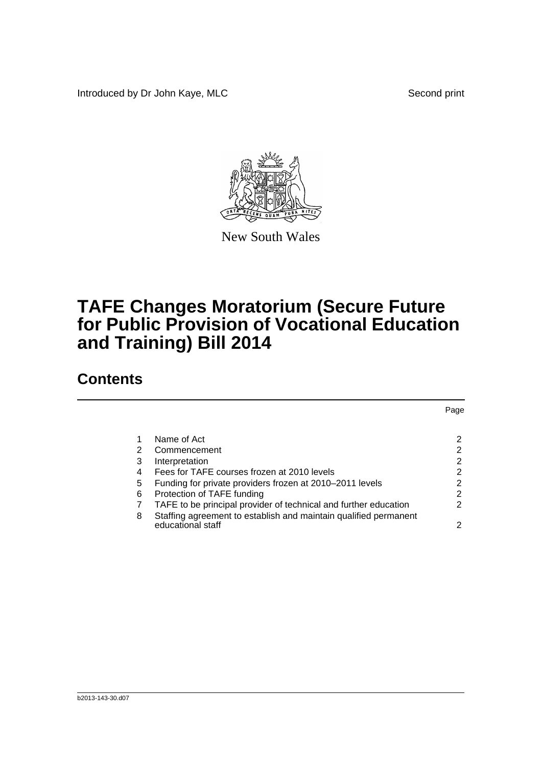Introduced by Dr John Kaye, MLC

Second print

New South Wales

# TAFE Changes Moratorium (Secure Future for Public Provision of Vocational Education and Training) Bill 2014

## Contents

| | | Page |
|---|---|---|
| 1 | Name of Act | 2 |
| 2 | Commencement | 2 |
| 3 | Interpretation | 2 |
| 4 | Fees for TAFE courses frozen at 2010 levels | 2 |
| 5 | Funding for private providers frozen at 2010–2011 levels | 2 |
| 6 | Protection of TAFE funding | 2 |
| 7 | TAFE to be principal provider of technical and further education | 2 |
| 8 | Staffing agreement to establish and maintain qualified permanent educational staff | 2 |

b2013-143-30.d07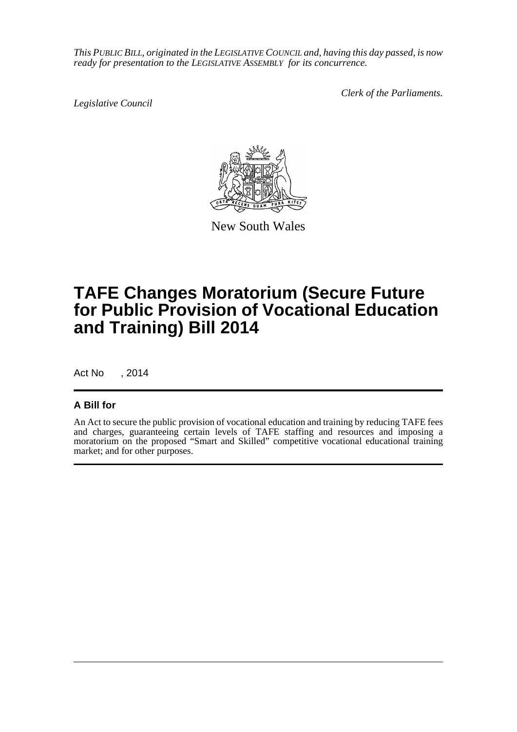*This PUBLIC BILL, originated in the LEGISLATIVE COUNCIL and, having this day passed, is now ready for presentation to the LEGISLATIVE ASSEMBLY for its concurrence.*

*Legislative Council*

*Clerk of the Parliaments.*

New South Wales

# TAFE Changes Moratorium (Secure Future for Public Provision of Vocational Education and Training) Bill 2014

Act No , 2014

## A Bill for

An Act to secure the public provision of vocational education and training by reducing TAFE fees and charges, guaranteeing certain levels of TAFE staffing and resources and imposing a moratorium on the proposed "Smart and Skilled" competitive vocational educational training market; and for other purposes.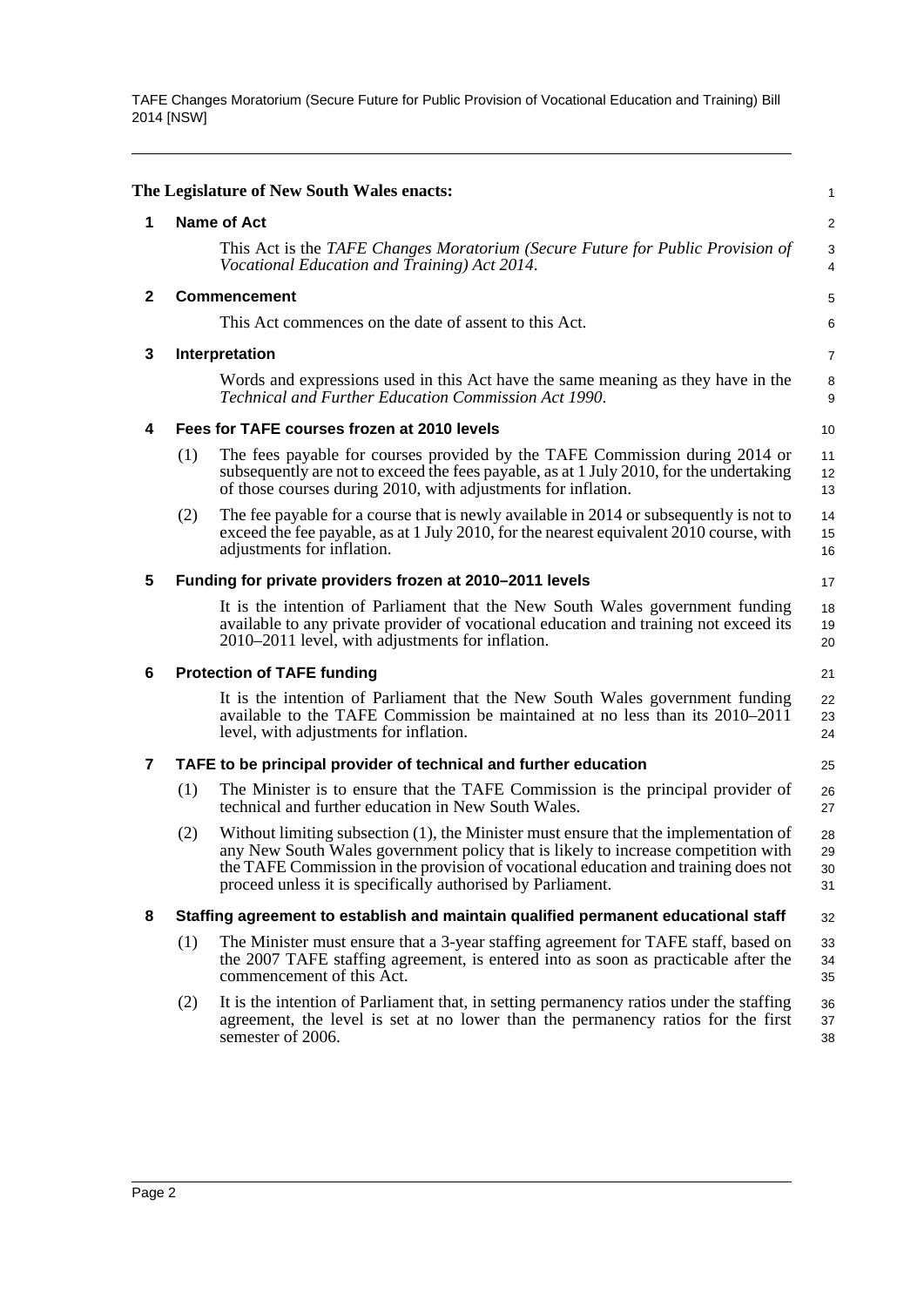**The Legislature of New South Wales enacts:**

## 1 Name of Act

This Act is the *TAFE Changes Moratorium (Secure Future for Public Provision of Vocational Education and Training) Act 2014*.

## 2 Commencement

This Act commences on the date of assent to this Act.

## 3 Interpretation

Words and expressions used in this Act have the same meaning as they have in the *Technical and Further Education Commission Act 1990*.

## 4 Fees for TAFE courses frozen at 2010 levels

(1) The fees payable for courses provided by the TAFE Commission during 2014 or subsequently are not to exceed the fees payable, as at 1 July 2010, for the undertaking of those courses during 2010, with adjustments for inflation.

(2) The fee payable for a course that is newly available in 2014 or subsequently is not to exceed the fee payable, as at 1 July 2010, for the nearest equivalent 2010 course, with adjustments for inflation.

## 5 Funding for private providers frozen at 2010–2011 levels

It is the intention of Parliament that the New South Wales government funding available to any private provider of vocational education and training not exceed its 2010–2011 level, with adjustments for inflation.

## 6 Protection of TAFE funding

It is the intention of Parliament that the New South Wales government funding available to the TAFE Commission be maintained at no less than its 2010–2011 level, with adjustments for inflation.

## 7 TAFE to be principal provider of technical and further education

(1) The Minister is to ensure that the TAFE Commission is the principal provider of technical and further education in New South Wales.

(2) Without limiting subsection (1), the Minister must ensure that the implementation of any New South Wales government policy that is likely to increase competition with the TAFE Commission in the provision of vocational education and training does not proceed unless it is specifically authorised by Parliament.

## 8 Staffing agreement to establish and maintain qualified permanent educational staff

(1) The Minister must ensure that a 3-year staffing agreement for TAFE staff, based on the 2007 TAFE staffing agreement, is entered into as soon as practicable after the commencement of this Act.

(2) It is the intention of Parliament that, in setting permanency ratios under the staffing agreement, the level is set at no lower than the permanency ratios for the first semester of 2006.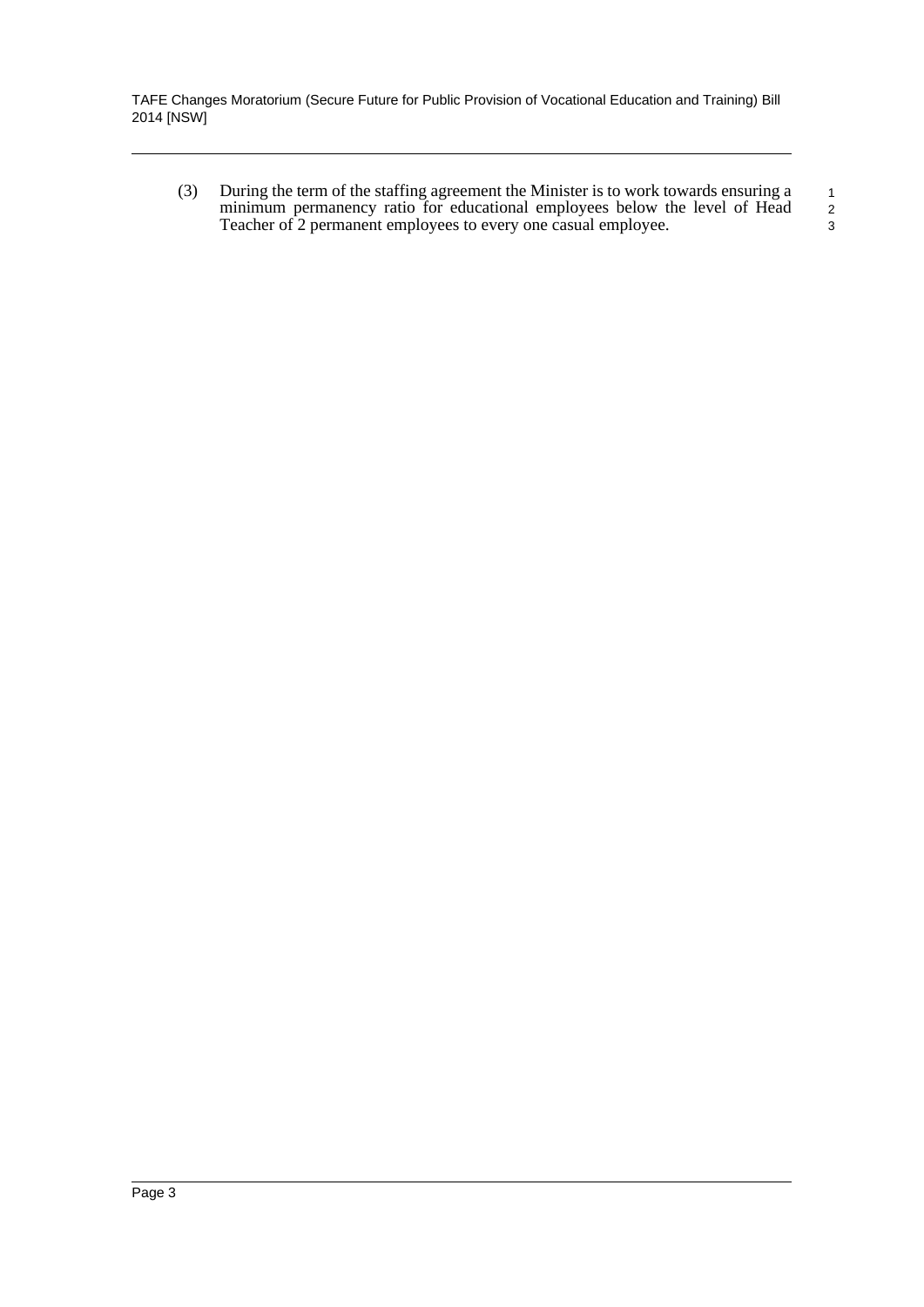(3) During the term of the staffing agreement the Minister is to work towards ensuring a minimum permanency ratio for educational employees below the level of Head Teacher of 2 permanent employees to every one casual employee.